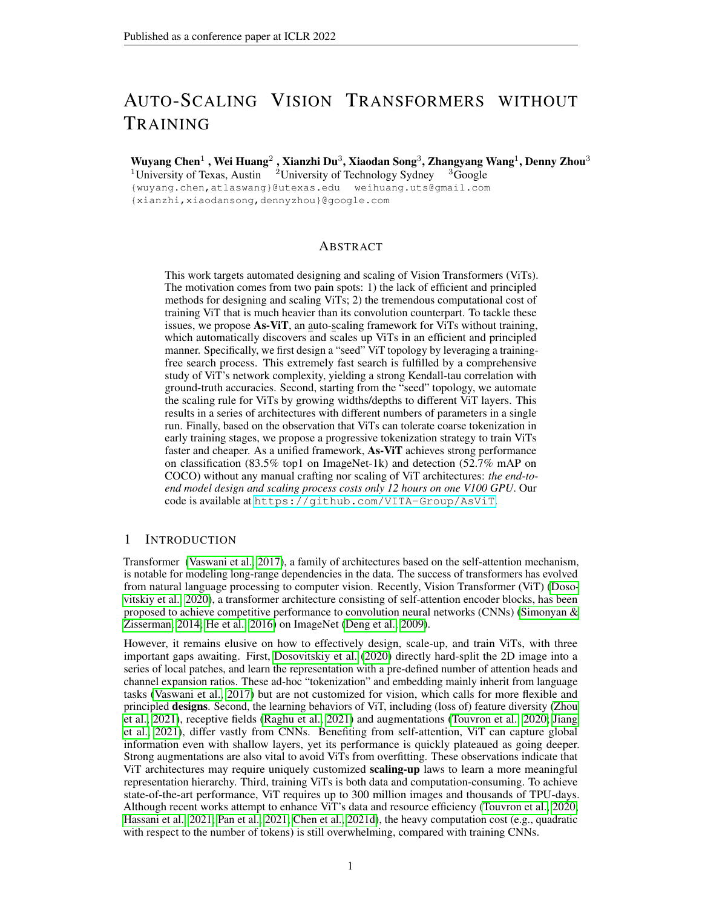# AUTO-SCALING VISION TRANSFORMERS WITHOUT TRAINING

**Wuyang Chen**[1] , **Wei Huang**[2] , **Xianzhi Du**[3], **Xiaodan Song**[3], **Zhangyang Wang**[1], **Denny Zhou**[3]
[1]University of Texas, Austin [2]University of Technology Sydney [3]Google
{wuyang.chen,atlaswang}@utexas.edu weihuang.uts@gmail.com
{xianzhi,xiaodansong,dennyzhou}@google.com

## ABSTRACT

This work targets automated designing and scaling of Vision Transformers (ViTs). The motivation comes from two pain spots: 1) the lack of efficient and principled methods for designing and scaling ViTs; 2) the tremendous computational cost of training ViT that is much heavier than its convolution counterpart. To tackle these issues, we propose **As-ViT**, an auto-scaling framework for ViTs without training, which automatically discovers and scales up ViTs in an efficient and principled manner. Specifically, we first design a "seed" ViT topology by leveraging a training-free search process. This extremely fast search is fulfilled by a comprehensive study of ViT's network complexity, yielding a strong Kendall-tau correlation with ground-truth accuracies. Second, starting from the "seed" topology, we automate the scaling rule for ViTs by growing widths/depths to different ViT layers. This results in a series of architectures with different numbers of parameters in a single run. Finally, based on the observation that ViTs can tolerate coarse tokenization in early training stages, we propose a progressive tokenization strategy to train ViTs faster and cheaper. As a unified framework, **As-ViT** achieves strong performance on classification (83.5% top1 on ImageNet-1k) and detection (52.7% mAP on COCO) without any manual crafting nor scaling of ViT architectures: *the end-to-end model design and scaling process costs only 12 hours on one V100 GPU*. Our code is available at https://github.com/VITA-Group/AsViT.

## 1 INTRODUCTION

Transformer (Vaswani et al., 2017), a family of architectures based on the self-attention mechanism, is notable for modeling long-range dependencies in the data. The success of transformers has evolved from natural language processing to computer vision. Recently, Vision Transformer (ViT) (Dosovitskiy et al., 2020), a transformer architecture consisting of self-attention encoder blocks, has been proposed to achieve competitive performance to convolution neural networks (CNNs) (Simonyan & Zisserman, 2014; He et al., 2016) on ImageNet (Deng et al., 2009).

However, it remains elusive on how to effectively design, scale-up, and train ViTs, with three important gaps awaiting. First, Dosovitskiy et al. (2020) directly hard-split the 2D image into a series of local patches, and learn the representation with a pre-defined number of attention heads and channel expansion ratios. These ad-hoc "tokenization" and embedding mainly inherit from language tasks (Vaswani et al., 2017) but are not customized for vision, which calls for more flexible and principled **designs**. Second, the learning behaviors of ViT, including (loss of) feature diversity (Zhou et al., 2021), receptive fields (Raghu et al., 2021) and augmentations (Touvron et al., 2020; Jiang et al., 2021), differ vastly from CNNs. Benefiting from self-attention, ViT can capture global information even with shallow layers, yet its performance is quickly plateaued as going deeper. Strong augmentations are also vital to avoid ViTs from overfitting. These observations indicate that ViT architectures may require uniquely customized **scaling-up** laws to learn a more meaningful representation hierarchy. Third, training ViTs is both data and computation-consuming. To achieve state-of-the-art performance, ViT requires up to 300 million images and thousands of TPU-days. Although recent works attempt to enhance ViT's data and resource efficiency (Touvron et al., 2020; Hassani et al., 2021; Pan et al., 2021; Chen et al., 2021d), the heavy computation cost (e.g., quadratic with respect to the number of tokens) is still overwhelming, compared with training CNNs.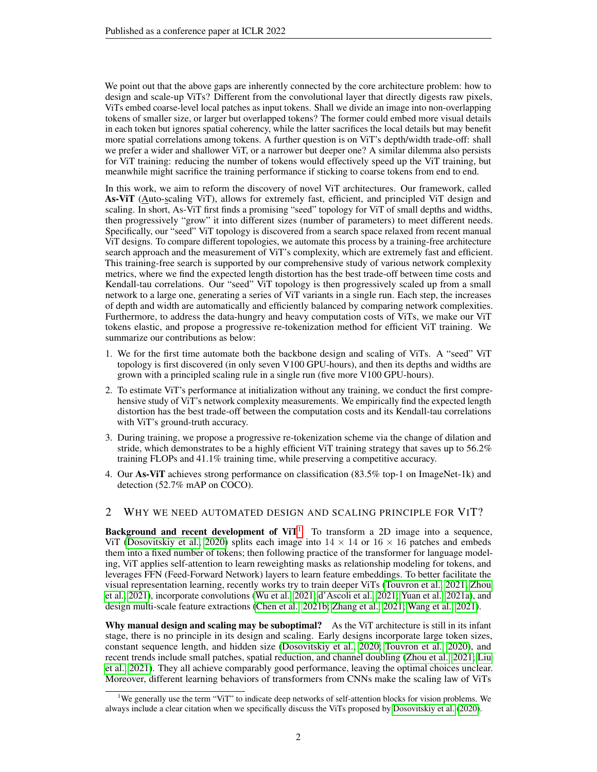We point out that the above gaps are inherently connected by the core architecture problem: how to design and scale-up ViTs? Different from the convolutional layer that directly digests raw pixels, ViTs embed coarse-level local patches as input tokens. Shall we divide an image into non-overlapping tokens of smaller size, or larger but overlapped tokens? The former could embed more visual details in each token but ignores spatial coherency, while the latter sacrifices the local details but may benefit more spatial correlations among tokens. A further question is on ViT's depth/width trade-off: shall we prefer a wider and shallower ViT, or a narrower but deeper one? A similar dilemma also persists for ViT training: reducing the number of tokens would effectively speed up the ViT training, but meanwhile might sacrifice the training performance if sticking to coarse tokens from end to end.

In this work, we aim to reform the discovery of novel ViT architectures. Our framework, called **As-ViT** (Auto-scaling ViT), allows for extremely fast, efficient, and principled ViT design and scaling. In short, As-ViT first finds a promising "seed" topology for ViT of small depths and widths, then progressively "grow" it into different sizes (number of parameters) to meet different needs. Specifically, our "seed" ViT topology is discovered from a search space relaxed from recent manual ViT designs. To compare different topologies, we automate this process by a training-free architecture search approach and the measurement of ViT's complexity, which are extremely fast and efficient. This training-free search is supported by our comprehensive study of various network complexity metrics, where we find the expected length distortion has the best trade-off between time costs and Kendall-tau correlations. Our "seed" ViT topology is then progressively scaled up from a small network to a large one, generating a series of ViT variants in a single run. Each step, the increases of depth and width are automatically and efficiently balanced by comparing network complexities. Furthermore, to address the data-hungry and heavy computation costs of ViTs, we make our ViT tokens elastic, and propose a progressive re-tokenization method for efficient ViT training. We summarize our contributions as below:

1. We for the first time automate both the backbone design and scaling of ViTs. A "seed" ViT topology is first discovered (in only seven V100 GPU-hours), and then its depths and widths are grown with a principled scaling rule in a single run (five more V100 GPU-hours).
2. To estimate ViT's performance at initialization without any training, we conduct the first comprehensive study of ViT's network complexity measurements. We empirically find the expected length distortion has the best trade-off between the computation costs and its Kendall-tau correlations with ViT's ground-truth accuracy.
3. During training, we propose a progressive re-tokenization scheme via the change of dilation and stride, which demonstrates to be a highly efficient ViT training strategy that saves up to 56.2% training FLOPs and 41.1% training time, while preserving a competitive accuracy.
4. Our **As-ViT** achieves strong performance on classification (83.5% top-1 on ImageNet-1k) and detection (52.7% mAP on COCO).

## 2 Why we need automated design and scaling principle for ViT?

**Background and recent development of ViT**[1]. To transform a 2D image into a sequence, ViT (Dosovitskiy et al., 2020) splits each image into $14 \times 14$ or $16 \times 16$ patches and embeds them into a fixed number of tokens; then following practice of the transformer for language modeling, ViT applies self-attention to learn reweighting masks as relationship modeling for tokens, and leverages FFN (Feed-Forward Network) layers to learn feature embeddings. To better facilitate the visual representation learning, recently works try to train deeper ViTs (Touvron et al., 2021; Zhou et al., 2021), incorporate convolutions (Wu et al., 2021; d'Ascoli et al., 2021; Yuan et al., 2021a), and design multi-scale feature extractions (Chen et al., 2021b; Zhang et al., 2021; Wang et al., 2021).

**Why manual design and scaling may be suboptimal?** As the ViT architecture is still in its infant stage, there is no principle in its design and scaling. Early designs incorporate large token sizes, constant sequence length, and hidden size (Dosovitskiy et al., 2020; Touvron et al., 2020), and recent trends include small patches, spatial reduction, and channel doubling (Zhou et al., 2021; Liu et al., 2021). They all achieve comparably good performance, leaving the optimal choices unclear. Moreover, different learning behaviors of transformers from CNNs make the scaling law of ViTs

[1] We generally use the term "ViT" to indicate deep networks of self-attention blocks for vision problems. We always include a clear citation when we specifically discuss the ViTs proposed by Dosovitskiy et al. (2020).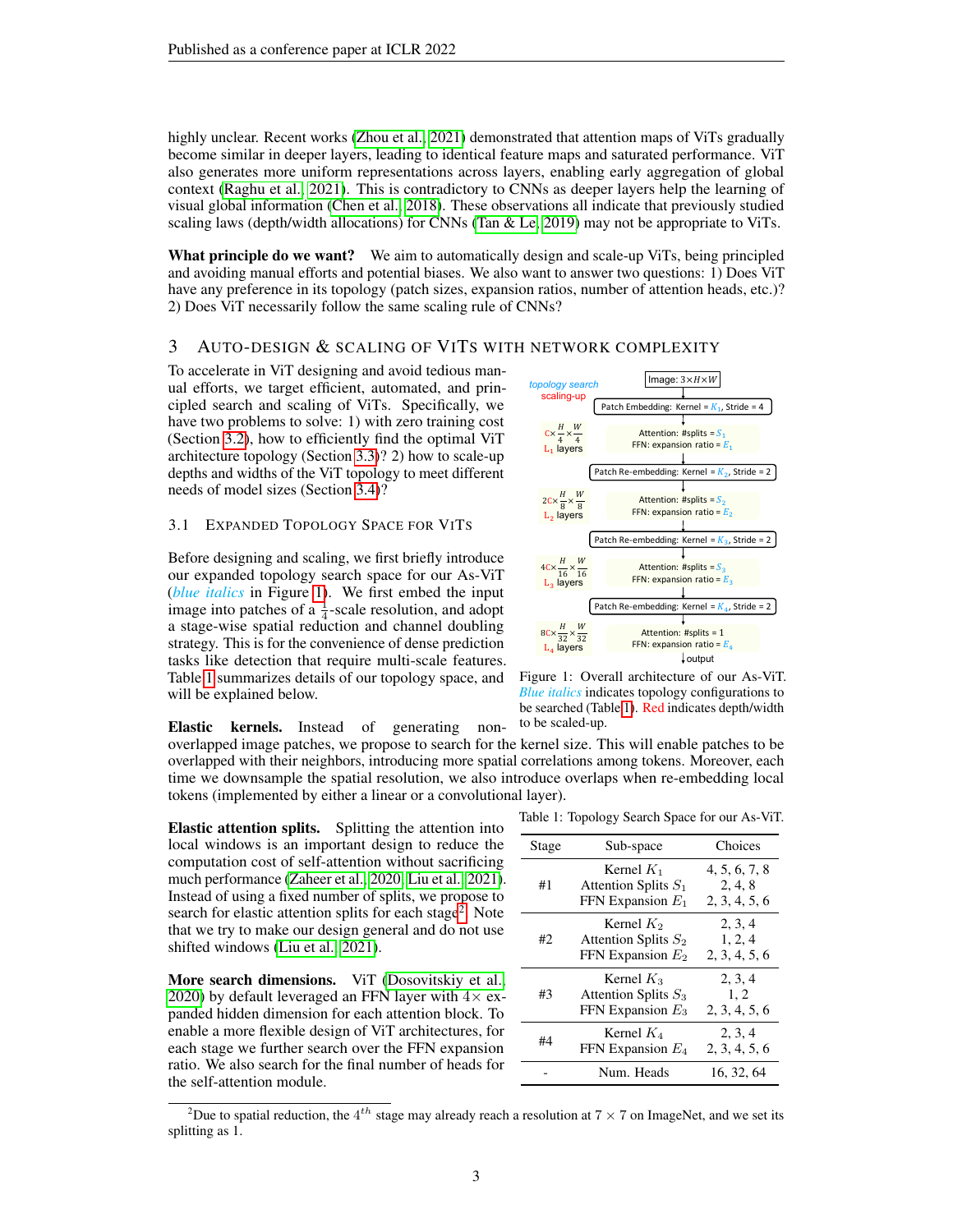highly unclear. Recent works (Zhou et al., 2021) demonstrated that attention maps of ViTs gradually become similar in deeper layers, leading to identical feature maps and saturated performance. ViT also generates more uniform representations across layers, enabling early aggregation of global context (Raghu et al., 2021). This is contradictory to CNNs as deeper layers help the learning of visual global information (Chen et al., 2018). These observations all indicate that previously studied scaling laws (depth/width allocations) for CNNs (Tan & Le, 2019) may not be appropriate to ViTs.

**What principle do we want?** We aim to automatically design and scale-up ViTs, being principled and avoiding manual efforts and potential biases. We also want to answer two questions: 1) Does ViT have any preference in its topology (patch sizes, expansion ratios, number of attention heads, etc.)? 2) Does ViT necessarily follow the same scaling rule of CNNs?

## 3 Auto-Design & Scaling of ViTs with Network Complexity

To accelerate in ViT designing and avoid tedious manual efforts, we target efficient, automated, and principled search and scaling of ViTs. Specifically, we have two problems to solve: 1) with zero training cost (Section 3.2), how to efficiently find the optimal ViT architecture topology (Section 3.3)? 2) how to scale-up depths and widths of the ViT topology to meet different needs of model sizes (Section 3.4)?

### 3.1 Expanded Topology Space for ViTs

Before designing and scaling, we first briefly introduce our expanded topology search space for our As-ViT (*blue italics* in Figure 1). We first embed the input image into patches of a $\frac{1}{4}$-scale resolution, and adopt a stage-wise spatial reduction and channel doubling strategy. This is for the convenience of dense prediction tasks like detection that require multi-scale features. Table 1 summarizes details of our topology space, and will be explained below.

Figure 1: Overall architecture of our As-ViT. *Blue italics* indicates topology configurations to be searched (Table 1). Red indicates depth/width to be scaled-up.

**Elastic kernels.** Instead of generating non-overlapped image patches, we propose to search for the kernel size. This will enable patches to be overlapped with their neighbors, introducing more spatial correlations among tokens. Moreover, each time we downsample the spatial resolution, we also introduce overlaps when re-embedding local tokens (implemented by either a linear or a convolutional layer).

**Elastic attention splits.** Splitting the attention into local windows is an important design to reduce the computation cost of self-attention without sacrificing much performance (Zaheer et al., 2020; Liu et al., 2021). Instead of using a fixed number of splits, we propose to search for elastic attention splits for each stage[2]. Note that we try to make our design general and do not use shifted windows (Liu et al., 2021).

**More search dimensions.** ViT (Dosovitskiy et al., 2020) by default leveraged an FFN layer with 4× expanded hidden dimension for each attention block. To enable a more flexible design of ViT architectures, for each stage we further search over the FFN expansion ratio. We also search for the final number of heads for the self-attention module.

Table 1: Topology Search Space for our As-ViT.

| Stage | Sub-space | Choices |
|---|---|---|
| #1 | Kernel $K_1$ | 4, 5, 6, 7, 8 |
| | Attention Splits $S_1$ | 2, 4, 8 |
| | FFN Expansion $E_1$ | 2, 3, 4, 5, 6 |
| #2 | Kernel $K_2$ | 2, 3, 4 |
| | Attention Splits $S_2$ | 1, 2, 4 |
| | FFN Expansion $E_2$ | 2, 3, 4, 5, 6 |
| #3 | Kernel $K_3$ | 2, 3, 4 |
| | Attention Splits $S_3$ | 1, 2 |
| | FFN Expansion $E_3$ | 2, 3, 4, 5, 6 |
| #4 | Kernel $K_4$ | 2, 3, 4 |
| | FFN Expansion $E_4$ | 2, 3, 4, 5, 6 |
| - | Num. Heads | 16, 32, 64 |

[2]Due to spatial reduction, the $4^{th}$ stage may already reach a resolution at $7 \times 7$ on ImageNet, and we set its splitting as 1.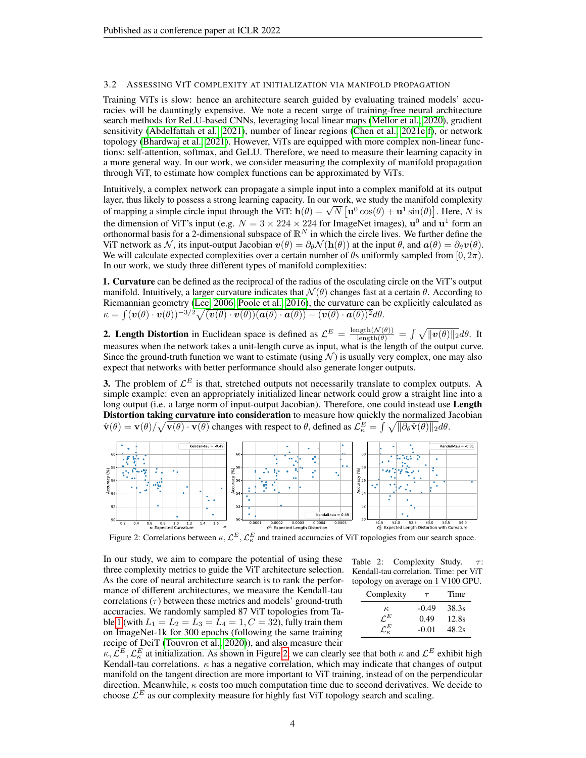### 3.2 Assessing ViT complexity at initialization via manifold propagation

Training ViTs is slow: hence an architecture search guided by evaluating trained models' accuracies will be dauntingly expensive. We note a recent surge of training-free neural architecture search methods for ReLU-based CNNs, leveraging local linear maps (Mellor et al., 2020), gradient sensitivity (Abdelfattah et al., 2021), number of linear regions (Chen et al., 2021e;f), or network topology (Bhardwaj et al., 2021). However, ViTs are equipped with more complex non-linear functions: self-attention, softmax, and GeLU. Therefore, we need to measure their learning capacity in a more general way. In our work, we consider measuring the complexity of manifold propagation through ViT, to estimate how complex functions can be approximated by ViTs.

Intuitively, a complex network can propagate a simple input into a complex manifold at its output layer, thus likely to possess a strong learning capacity. In our work, we study the manifold complexity of mapping a simple circle input through the ViT: $\mathbf{h}(\theta) = \sqrt{N}\left[\mathbf{u}^0 \cos(\theta) + \mathbf{u}^1 \sin(\theta)\right]$. Here, $N$ is the dimension of ViT's input (e.g. $N = 3 \times 224 \times 224$ for ImageNet images), $\mathbf{u}^0$ and $\mathbf{u}^1$ form an orthonormal basis for a 2-dimensional subspace of $\mathbb{R}^N$ in which the circle lives. We further define the ViT network as $\mathcal{N}$, its input-output Jacobian $\boldsymbol{v}(\theta) = \partial_\theta \mathcal{N}(\mathbf{h}(\theta))$ at the input $\theta$, and $\boldsymbol{a}(\theta) = \partial_\theta \boldsymbol{v}(\theta)$. We will calculate expected complexities over a certain number of $\theta$s uniformly sampled from $[0, 2\pi)$. In our work, we study three different types of manifold complexities:

**1. Curvature** can be defined as the reciprocal of the radius of the osculating circle on the ViT's output manifold. Intuitively, a larger curvature indicates that $\mathcal{N}(\theta)$ changes fast at a certain $\theta$. According to Riemannian geometry (Lee, 2006; Poole et al., 2016), the curvature can be explicitly calculated as $\kappa = \int (\boldsymbol{v}(\theta) \cdot \boldsymbol{v}(\theta))^{-3/2} \sqrt{(\boldsymbol{v}(\theta) \cdot \boldsymbol{v}(\theta))(\boldsymbol{a}(\theta) \cdot \boldsymbol{a}(\theta)) - (\boldsymbol{v}(\theta) \cdot \boldsymbol{a}(\theta))^2} d\theta$.

**2. Length Distortion** in Euclidean space is defined as $\mathcal{L}^E = \frac{\text{length}(\mathcal{N}(\theta))}{\text{length}(\theta)} = \int \sqrt{\|\boldsymbol{v}(\theta)\|_2} d\theta$. It measures when the network takes a unit-length curve as input, what is the length of the output curve. Since the ground-truth function we want to estimate (using $\mathcal{N}$) is usually very complex, one may also expect that networks with better performance should also generate longer outputs.

**3.** The problem of $\mathcal{L}^E$ is that, stretched outputs not necessarily translate to complex outputs. A simple example: even an appropriately initialized linear network could grow a straight line into a long output (i.e. a large norm of input-output Jacobian). Therefore, one could instead use **Length Distortion taking curvature into consideration** to measure how quickly the normalized Jacobian $\hat{\mathbf{v}}(\theta) = \mathbf{v}(\theta)/\sqrt{\mathbf{v}(\theta) \cdot \mathbf{v}(\theta)}$ changes with respect to $\theta$, defined as $\mathcal{L}^E_\kappa = \int \sqrt{\|\partial_\theta \hat{\mathbf{v}}(\theta)\|_2} d\theta$.

Figure 2: Correlations between $\kappa$, $\mathcal{L}^E$, $\mathcal{L}^E_\kappa$ and trained accuracies of ViT topologies from our search space.

In our study, we aim to compare the potential of using these three complexity metrics to guide the ViT architecture selection. As the core of neural architecture search is to rank the performance of different architectures, we measure the Kendall-tau correlations ($\tau$) between these metrics and models' ground-truth accuracies. We randomly sampled 87 ViT topologies from Table 1 (with $L_1 = L_2 = L_3 = L_4 = 1, C = 32$), fully train them on ImageNet-1k for 300 epochs (following the same training recipe of DeiT (Touvron et al., 2020)), and also measure their $\kappa$, $\mathcal{L}^E$, $\mathcal{L}^E_\kappa$ at initialization. As shown in Figure 2, we can clearly see that both $\kappa$ and $\mathcal{L}^E$ exhibit high Kendall-tau correlations. $\kappa$ has a negative correlation, which may indicate that changes of output manifold on the tangent direction are more important to ViT training, instead of on the perpendicular direction. Meanwhile, $\kappa$ costs too much computation time due to second derivatives. We decide to choose $\mathcal{L}^E$ as our complexity measure for highly fast ViT topology search and scaling.

Table 2: Complexity Study. $\tau$: Kendall-tau correlation. Time: per ViT topology on average on 1 V100 GPU.

| Complexity | $\tau$ | Time |
|---|---|---|
| $\kappa$ | -0.49 | 38.3s |
| $\mathcal{L}^E$ | 0.49 | 12.8s |
| $\mathcal{L}^E_\kappa$ | -0.01 | 48.2s |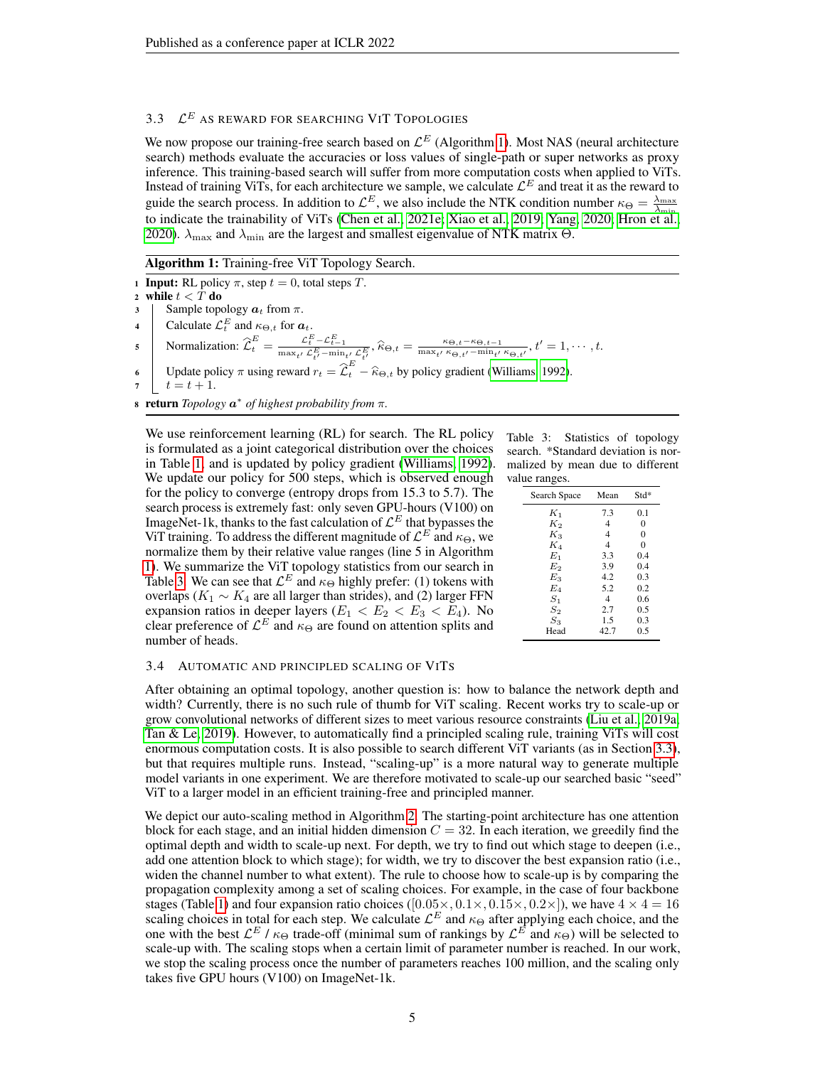### 3.3 $\mathcal{L}^E$ AS REWARD FOR SEARCHING VIT TOPOLOGIES

We now propose our training-free search based on $\mathcal{L}^E$ (Algorithm 1). Most NAS (neural architecture search) methods evaluate the accuracies or loss values of single-path or super networks as proxy inference. This training-based search will suffer from more computation costs when applied to ViTs. Instead of training ViTs, for each architecture we sample, we calculate $\mathcal{L}^E$ and treat it as the reward to guide the search process. In addition to $\mathcal{L}^E$, we also include the NTK condition number $\kappa_\Theta = \frac{\lambda_{\max}}{\lambda_{\min}}$ to indicate the trainability of ViTs (Chen et al., 2021e; Xiao et al., 2019; Yang, 2020; Hron et al., 2020). $\lambda_{\max}$ and $\lambda_{\min}$ are the largest and smallest eigenvalue of NTK matrix $\Theta$.

**Algorithm 1:** Training-free ViT Topology Search.

1. **Input:** RL policy $\pi$, step $t = 0$, total steps $T$.
2. **while** $t < T$ **do**
3. Sample topology $\boldsymbol{a}_t$ from $\pi$.
4. Calculate $\mathcal{L}^E_t$ and $\kappa_{\Theta,t}$ for $\boldsymbol{a}_t$.
5. Normalization: $\widehat{\mathcal{L}}^E_t = \frac{\mathcal{L}^E_t - \mathcal{L}^E_{t-1}}{\max_{t'} \mathcal{L}^E_{t'} - \min_{t'} \mathcal{L}^E_{t'}}$, $\widehat{\kappa}_{\Theta,t} = \frac{\kappa_{\Theta,t} - \kappa_{\Theta,t-1}}{\max_{t'} \kappa_{\Theta,t'} - \min_{t'} \kappa_{\Theta,t'}}$, $t' = 1, \cdots, t$.
6. Update policy $\pi$ using reward $r_t = \widehat{\mathcal{L}}^E_t - \widehat{\kappa}_{\Theta,t}$ by policy gradient (Williams, 1992).
7. $t = t + 1$.
8. **return** *Topology* $\boldsymbol{a}^*$ *of highest probability from* $\pi$.

We use reinforcement learning (RL) for search. The RL policy is formulated as a joint categorical distribution over the choices in Table 1, and is updated by policy gradient (Williams, 1992). We update our policy for 500 steps, which is observed enough for the policy to converge (entropy drops from 15.3 to 5.7). The search process is extremely fast: only seven GPU-hours (V100) on ImageNet-1k, thanks to the fast calculation of $\mathcal{L}^E$ that bypasses the ViT training. To address the different magnitude of $\mathcal{L}^E$ and $\kappa_\Theta$, we normalize them by their relative value ranges (line 5 in Algorithm 1). We summarize the ViT topology statistics from our search in Table 3. We can see that $\mathcal{L}^E$ and $\kappa_\Theta$ highly prefer: (1) tokens with overlaps ($K_1 \sim K_4$ are all larger than strides), and (2) larger FFN expansion ratios in deeper layers ($E_1 < E_2 < E_3 < E_4$). No clear preference of $\mathcal{L}^E$ and $\kappa_\Theta$ are found on attention splits and number of heads.

Table 3: Statistics of topology search. *Standard deviation is normalized by mean due to different value ranges.

| Search Space | Mean | Std* |
|---|---|---|
| $K_1$ | 7.3 | 0.1 |
| $K_2$ | 4 | 0 |
| $K_3$ | 4 | 0 |
| $K_4$ | 4 | 0 |
| $E_1$ | 3.3 | 0.4 |
| $E_2$ | 3.9 | 0.4 |
| $E_3$ | 4.2 | 0.3 |
| $E_4$ | 5.2 | 0.2 |
| $S_1$ | 4 | 0.6 |
| $S_2$ | 2.7 | 0.5 |
| $S_3$ | 1.5 | 0.3 |
| Head | 42.7 | 0.5 |

### 3.4 AUTOMATIC AND PRINCIPLED SCALING OF VITS

After obtaining an optimal topology, another question is: how to balance the network depth and width? Currently, there is no such rule of thumb for ViT scaling. Recent works try to scale-up or grow convolutional networks of different sizes to meet various resource constraints (Liu et al., 2019a; Tan & Le, 2019). However, to automatically find a principled scaling rule, training ViTs will cost enormous computation costs. It is also possible to search different ViT variants (as in Section 3.3), but that requires multiple runs. Instead, "scaling-up" is a more natural way to generate multiple model variants in one experiment. We are therefore motivated to scale-up our searched basic "seed" ViT to a larger model in an efficient training-free and principled manner.

We depict our auto-scaling method in Algorithm 2. The starting-point architecture has one attention block for each stage, and an initial hidden dimension $C = 32$. In each iteration, we greedily find the optimal depth and width to scale-up next. For depth, we try to find out which stage to deepen (i.e., add one attention block to which stage); for width, we try to discover the best expansion ratio (i.e., widen the channel number to what extent). The rule to choose how to scale-up is by comparing the propagation complexity among a set of scaling choices. For example, in the case of four backbone stages (Table 1) and four expansion ratio choices ($[0.05\times, 0.1\times, 0.15\times, 0.2\times]$), we have $4 \times 4 = 16$ scaling choices in total for each step. We calculate $\mathcal{L}^E$ and $\kappa_\Theta$ after applying each choice, and the one with the best $\mathcal{L}^E$ / $\kappa_\Theta$ trade-off (minimal sum of rankings by $\mathcal{L}^E$ and $\kappa_\Theta$) will be selected to scale-up with. The scaling stops when a certain limit of parameter number is reached. In our work, we stop the scaling process once the number of parameters reaches 100 million, and the scaling only takes five GPU hours (V100) on ImageNet-1k.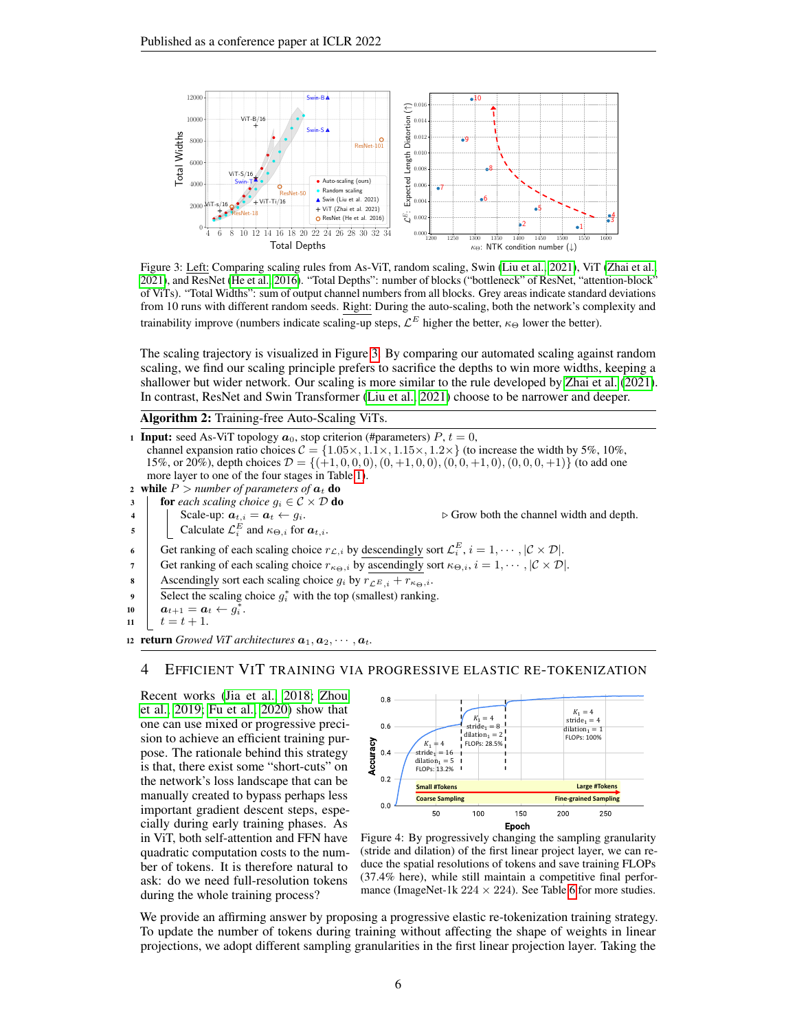Figure 3: Left: Comparing scaling rules from As-ViT, random scaling, Swin (Liu et al., 2021), ViT (Zhai et al., 2021), and ResNet (He et al., 2016). "Total Depths": number of blocks ("bottleneck" of ResNet, "attention-block" of ViTs). "Total Widths": sum of output channel numbers from all blocks. Grey areas indicate standard deviations from 10 runs with different random seeds. Right: During the auto-scaling, both the network's complexity and trainability improve (numbers indicate scaling-up steps, $\mathcal{L}^E$ higher the better, $\kappa_\Theta$ lower the better).

The scaling trajectory is visualized in Figure 3. By comparing our automated scaling against random scaling, we find our scaling principle prefers to sacrifice the depths to win more widths, keeping a shallower but wider network. Our scaling is more similar to the rule developed by Zhai et al. (2021). In contrast, ResNet and Swin Transformer (Liu et al., 2021) choose to be narrower and deeper.

**Algorithm 2:** Training-free Auto-Scaling ViTs.

1. **Input:** seed As-ViT topology $\boldsymbol{a}_0$, stop criterion (#parameters) $P$, $t = 0$, channel expansion ratio choices $\mathcal{C} = \{1.05\times, 1.1\times, 1.15\times, 1.2\times\}$ (to increase the width by 5%, 10%, 15%, or 20%), depth choices $\mathcal{D} = \{(+1, 0, 0, 0), (0, +1, 0, 0), (0, 0, +1, 0), (0, 0, 0, +1)\}$ (to add one more layer to one of the four stages in Table 1).
2. **while** *$P >$ number of parameters of $\boldsymbol{a}_t$* **do**
3. &nbsp;&nbsp;&nbsp;&nbsp;**for** *each scaling choice $g_i \in \mathcal{C} \times \mathcal{D}$* **do**
4. &nbsp;&nbsp;&nbsp;&nbsp;&nbsp;&nbsp;&nbsp;&nbsp;Scale-up: $\boldsymbol{a}_{t,i} = \boldsymbol{a}_t \leftarrow g_i$. &nbsp;&nbsp;&nbsp;&nbsp;▷ Grow both the channel width and depth.
5. &nbsp;&nbsp;&nbsp;&nbsp;&nbsp;&nbsp;&nbsp;&nbsp;Calculate $\mathcal{L}^E_i$ and $\kappa_{\Theta,i}$ for $\boldsymbol{a}_{t,i}$.
6. &nbsp;&nbsp;&nbsp;&nbsp;Get ranking of each scaling choice $r_{\mathcal{L},i}$ by descendingly sort $\mathcal{L}^E_i$, $i = 1, \cdots, |\mathcal{C} \times \mathcal{D}|$.
7. &nbsp;&nbsp;&nbsp;&nbsp;Get ranking of each scaling choice $r_{\kappa_\Theta,i}$ by ascendingly sort $\kappa_{\Theta,i}$, $i = 1, \cdots, |\mathcal{C} \times \mathcal{D}|$.
8. &nbsp;&nbsp;&nbsp;&nbsp;Ascendingly sort each scaling choice $g_i$ by $r_{\mathcal{L}^E,i} + r_{\kappa_\Theta,i}$.
9. &nbsp;&nbsp;&nbsp;&nbsp;Select the scaling choice $g^*_i$ with the top (smallest) ranking.
10. &nbsp;&nbsp;&nbsp;&nbsp;$\boldsymbol{a}_{t+1} = \boldsymbol{a}_t \leftarrow g^*_i$.
11. &nbsp;&nbsp;&nbsp;&nbsp;$t = t + 1$.
12. **return** *Growed ViT architectures $\boldsymbol{a}_1, \boldsymbol{a}_2, \cdots, \boldsymbol{a}_t$.*

## 4 Efficient ViT Training via Progressive Elastic Re-Tokenization

Recent works (Jia et al., 2018; Zhou et al., 2019; Fu et al., 2020) show that one can use mixed or progressive precision to achieve an efficient training purpose. The rationale behind this strategy is that, there exist some "short-cuts" on the network's loss landscape that can be manually created to bypass perhaps less important gradient descent steps, especially during early training phases. As in ViT, both self-attention and FFN have quadratic computation costs to the number of tokens. It is therefore natural to ask: do we need full-resolution tokens during the whole training process?

Figure 4: By progressively changing the sampling granularity (stride and dilation) of the first linear project layer, we can reduce the spatial resolutions of tokens and save training FLOPs (37.4% here), while still maintain a competitive final performance (ImageNet-1k 224 × 224). See Table 6 for more studies.

We provide an affirming answer by proposing a progressive elastic re-tokenization training strategy. To update the number of tokens during training without affecting the shape of weights in linear projections, we adopt different sampling granularities in the first linear projection layer. Taking the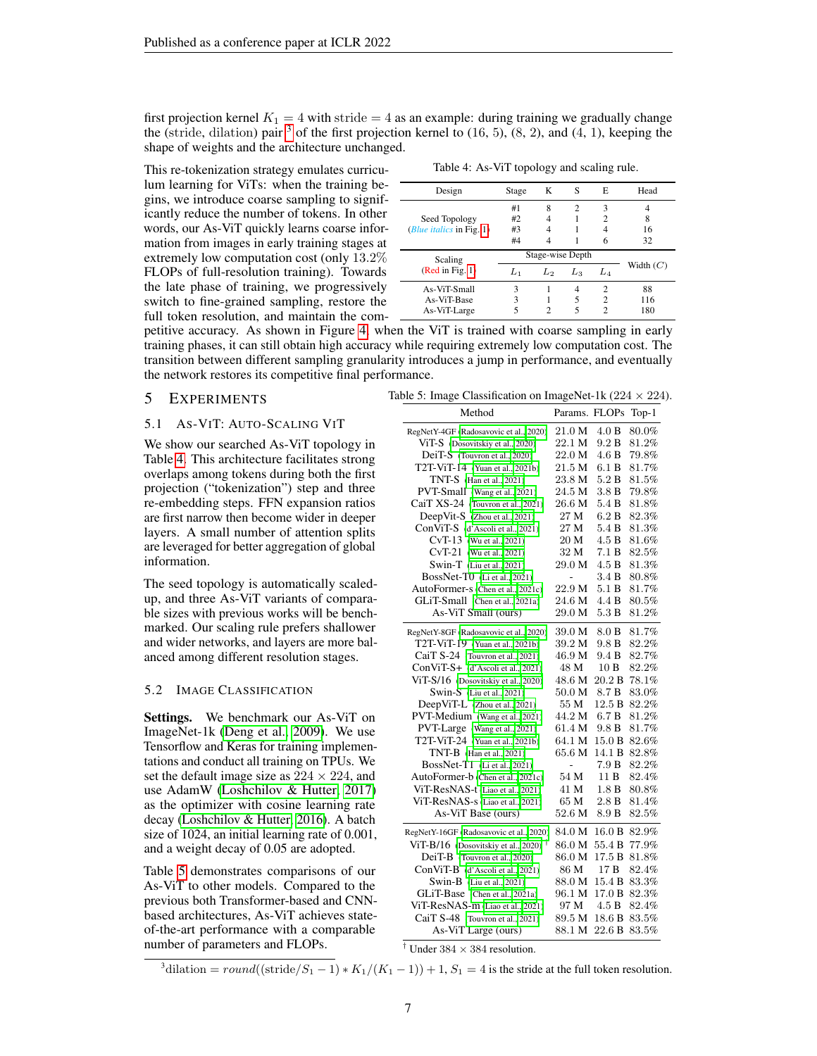first projection kernel $K_1 = 4$ with stride $= 4$ as an example: during training we gradually change the (stride, dilation) pair [3] of the first projection kernel to (16, 5), (8, 2), and (4, 1), keeping the shape of weights and the architecture unchanged.

This re-tokenization strategy emulates curriculum learning for ViTs: when the training begins, we introduce coarse sampling to significantly reduce the number of tokens. In other words, our As-ViT quickly learns coarse information from images in early training stages at extremely low computation cost (only 13.2% FLOPs of full-resolution training). Towards the late phase of training, we progressively switch to fine-grained sampling, restore the full token resolution, and maintain the competitive accuracy. As shown in Figure 4, when the ViT is trained with coarse sampling in early training phases, it can still obtain high accuracy while requiring extremely low computation cost. The transition between different sampling granularity introduces a jump in performance, and eventually the network restores its competitive final performance.

Table 4: As-ViT topology and scaling rule.

| Design | Stage | K | S | E | Head |
|---|---|---|---|---|---|
| Seed Topology (*Blue italics* in Fig. 1) | #1 | 8 | 2 | 3 | 4 |
| | #2 | 4 | 1 | 2 | 8 |
| | #3 | 4 | 1 | 4 | 16 |
| | #4 | 4 | 1 | 6 | 32 |
| Scaling (Red in Fig. 1) | Stage-wise Depth $L_1$ | $L_2$ | $L_3$ | $L_4$ | Width ($C$) |
| As-ViT-Small | 3 | 1 | 4 | 2 | 88 |
| As-ViT-Base | 3 | 1 | 5 | 2 | 116 |
| As-ViT-Large | 5 | 2 | 5 | 2 | 180 |

## 5 Experiments

### 5.1 As-ViT: Auto-Scaling ViT

We show our searched As-ViT topology in Table 4. This architecture facilitates strong overlaps among tokens during both the first projection ("tokenization") step and three re-embedding steps. FFN expansion ratios are first narrow then become wider in deeper layers. A small number of attention splits are leveraged for better aggregation of global information.

The seed topology is automatically scaled-up, and three As-ViT variants of comparable sizes with previous works will be benchmarked. Our scaling rule prefers shallower and wider networks, and layers are more balanced among different resolution stages.

### 5.2 Image Classification

**Settings.** We benchmark our As-ViT on ImageNet-1k (Deng et al., 2009). We use Tensorflow and Keras for training implementations and conduct all training on TPUs. We set the default image size as $224 \times 224$, and use AdamW (Loshchilov & Hutter, 2017) as the optimizer with cosine learning rate decay (Loshchilov & Hutter, 2016). A batch size of 1024, an initial learning rate of 0.001, and a weight decay of 0.05 are adopted.

Table 5 demonstrates comparisons of our As-ViT to other models. Compared to the previous both Transformer-based and CNN-based architectures, As-ViT achieves state-of-the-art performance with a comparable number of parameters and FLOPs.

Table 5: Image Classification on ImageNet-1k ($224 \times 224$).

| Method | Params. | FLOPs | Top-1 |
|---|---|---|---|
| RegNetY-4GF (Radosavovic et al., 2020) | 21.0 M | 4.0 B | 80.0% |
| ViT-S (Dosovitskiy et al., 2020) | 22.1 M | 9.2 B | 81.2% |
| DeiT-S (Touvron et al., 2020) | 22.0 M | 4.6 B | 79.8% |
| T2T-ViT-14 (Yuan et al., 2021b) | 21.5 M | 6.1 B | 81.7% |
| TNT-S (Han et al., 2021) | 23.8 M | 5.2 B | 81.5% |
| PVT-Small (Wang et al., 2021) | 24.5 M | 3.8 B | 79.8% |
| CaiT XS-24 (Touvron et al., 2021) | 26.6 M | 5.4 B | 81.8% |
| DeepVit-S (Zhou et al., 2021) | 27 M | 6.2 B | 82.3% |
| ConViT-S (d'Ascoli et al., 2021) | 27 M | 5.4 B | 81.3% |
| CvT-13 (Wu et al., 2021) | 20 M | 4.5 B | 81.6% |
| CvT-21 (Wu et al., 2021) | 32 M | 7.1 B | 82.5% |
| Swin-T (Liu et al., 2021) | 29.0 M | 4.5 B | 81.3% |
| BossNet-T0 (Li et al., 2021) | - | 3.4 B | 80.8% |
| AutoFormer-s (Chen et al., 2021c) | 22.9 M | 5.1 B | 81.7% |
| GLiT-Small (Chen et al., 2021a) | 24.6 M | 4.4 B | 80.5% |
| As-ViT Small (ours) | 29.0 M | 5.3 B | 81.2% |
| RegNetY-8GF (Radosavovic et al., 2020) | 39.0 M | 8.0 B | 81.7% |
| T2T-ViT-19 (Yuan et al., 2021b) | 39.2 M | 9.8 B | 82.2% |
| CaiT S-24 (Touvron et al., 2021) | 46.9 M | 9.4 B | 82.7% |
| ConViT-S+ (d'Ascoli et al., 2021) | 48 M | 10 B | 82.2% |
| ViT-S/16 (Dosovitskiy et al., 2020) | 48.6 M | 20.2 B | 78.1% |
| Swin-S (Liu et al., 2021) | 50.0 M | 8.7 B | 83.0% |
| DeepViT-L (Zhou et al., 2021) | 55 M | 12.5 B | 82.2% |
| PVT-Medium (Wang et al., 2021) | 44.2 M | 6.7 B | 81.2% |
| PVT-Large (Wang et al., 2021) | 61.4 M | 9.8 B | 81.7% |
| T2T-ViT-24 (Yuan et al., 2021b) | 64.1 M | 15.0 B | 82.6% |
| TNT-B (Han et al., 2021) | 65.6 M | 14.1 B | 82.8% |
| BossNet-T1 (Li et al., 2021) | - | 7.9 B | 82.2% |
| AutoFormer-b (Chen et al., 2021c) | 54 M | 11 B | 82.4% |
| ViT-ResNAS-t (Liao et al., 2021) | 41 M | 1.8 B | 80.8% |
| ViT-ResNAS-s (Liao et al., 2021) | 65 M | 2.8 B | 81.4% |
| As-ViT Base (ours) | 52.6 M | 8.9 B | 82.5% |
| RegNetY-16GF (Radosavovic et al., 2020) | 84.0 M | 16.0 B | 82.9% |
| ViT-B/16 (Dosovitskiy et al., 2020) [†] | 86.0 M | 55.4 B | 77.9% |
| DeiT-B (Touvron et al., 2020) | 86.0 M | 17.5 B | 81.8% |
| ConViT-B (d'Ascoli et al., 2021) | 86 M | 17 B | 82.4% |
| Swin-B (Liu et al., 2021) | 88.0 M | 15.4 B | 83.3% |
| GLiT-Base (Chen et al., 2021a) | 96.1 M | 17.0 B | 82.3% |
| ViT-ResNAS-m (Liao et al., 2021) | 97 M | 4.5 B | 82.4% |
| CaiT S-48 (Touvron et al., 2021) | 89.5 M | 18.6 B | 83.5% |
| As-ViT Large (ours) | 88.1 M | 22.6 B | 83.5% |

[†] Under $384 \times 384$ resolution.

[3] dilation $= round((\text{stride}/S_1 - 1) * K_1/(K_1 - 1)) + 1$, $S_1 = 4$ is the stride at the full token resolution.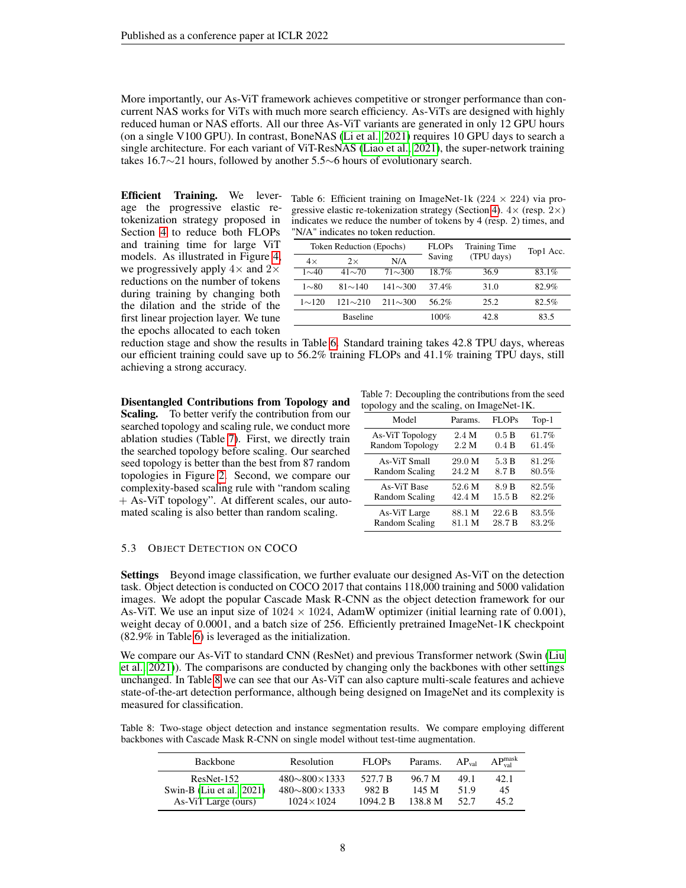More importantly, our As-ViT framework achieves competitive or stronger performance than concurrent NAS works for ViTs with much more search efficiency. As-ViTs are designed with highly reduced human or NAS efforts. All our three As-ViT variants are generated in only 12 GPU hours (on a single V100 GPU). In contrast, BoneNAS (Li et al., 2021) requires 10 GPU days to search a single architecture. For each variant of ViT-ResNAS (Liao et al., 2021), the super-network training takes 16.7∼21 hours, followed by another 5.5∼6 hours of evolutionary search.

**Efficient Training.** We leverage the progressive elastic re-tokenization strategy proposed in Section 4 to reduce both FLOPs and training time for large ViT models. As illustrated in Figure 4, we progressively apply 4× and 2× reductions on the number of tokens during training by changing both the dilation and the stride of the first linear projection layer. We tune the epochs allocated to each token reduction stage and show the results in Table 6. Standard training takes 42.8 TPU days, whereas our efficient training could save up to 56.2% training FLOPs and 41.1% training TPU days, still achieving a strong accuracy.

Table 6: Efficient training on ImageNet-1k (224 × 224) via progressive elastic re-tokenization strategy (Section 4). 4× (resp. 2×) indicates we reduce the number of tokens by 4 (resp. 2) times, and "N/A" indicates no token reduction.

| Token Reduction (Epochs) | | | FLOPs Saving | Training Time (TPU days) | Top1 Acc. |
|---|---|---|---|---|---|
| 4× | 2× | N/A | | | |
| 1∼40 | 41∼70 | 71∼300 | 18.7% | 36.9 | 83.1% |
| 1∼80 | 81∼140 | 141∼300 | 37.4% | 31.0 | 82.9% |
| 1∼120 | 121∼210 | 211∼300 | 56.2% | 25.2 | 82.5% |
| Baseline | | | 100% | 42.8 | 83.5 |

**Disentangled Contributions from Topology and Scaling.** To better verify the contribution from our searched topology and scaling rule, we conduct more ablation studies (Table 7). First, we directly train the searched topology before scaling. Our searched seed topology is better than the best from 87 random topologies in Figure 2. Second, we compare our complexity-based scaling rule with "random scaling + As-ViT topology". At different scales, our automated scaling is also better than random scaling.

Table 7: Decoupling the contributions from the seed topology and the scaling, on ImageNet-1K.

| Model | Params. | FLOPs | Top-1 |
|---|---|---|---|
| As-ViT Topology | 2.4 M | 0.5 B | 61.7% |
| Random Topology | 2.2 M | 0.4 B | 61.4% |
| As-ViT Small | 29.0 M | 5.3 B | 81.2% |
| Random Scaling | 24.2 M | 8.7 B | 80.5% |
| As-ViT Base | 52.6 M | 8.9 B | 82.5% |
| Random Scaling | 42.4 M | 15.5 B | 82.2% |
| As-ViT Large | 88.1 M | 22.6 B | 83.5% |
| Random Scaling | 81.1 M | 28.7 B | 83.2% |

### 5.3 Object Detection on COCO

**Settings** Beyond image classification, we further evaluate our designed As-ViT on the detection task. Object detection is conducted on COCO 2017 that contains 118,000 training and 5000 validation images. We adopt the popular Cascade Mask R-CNN as the object detection framework for our As-ViT. We use an input size of 1024 × 1024, AdamW optimizer (initial learning rate of 0.001), weight decay of 0.0001, and a batch size of 256. Efficiently pretrained ImageNet-1K checkpoint (82.9% in Table 6) is leveraged as the initialization.

We compare our As-ViT to standard CNN (ResNet) and previous Transformer network (Swin (Liu et al., 2021)). The comparisons are conducted by changing only the backbones with other settings unchanged. In Table 8 we can see that our As-ViT can also capture multi-scale features and achieve state-of-the-art detection performance, although being designed on ImageNet and its complexity is measured for classification.

Table 8: Two-stage object detection and instance segmentation results. We compare employing different backbones with Cascade Mask R-CNN on single model without test-time augmentation.

| Backbone | Resolution | FLOPs | Params. | $AP_{val}$ | $AP_{val}^{mask}$ |
|---|---|---|---|---|---|
| ResNet-152 | 480∼800×1333 | 527.7 B | 96.7 M | 49.1 | 42.1 |
| Swin-B (Liu et al., 2021) | 480∼800×1333 | 982 B | 145 M | 51.9 | 45 |
| As-ViT Large (ours) | 1024×1024 | 1094.2 B | 138.8 M | 52.7 | 45.2 |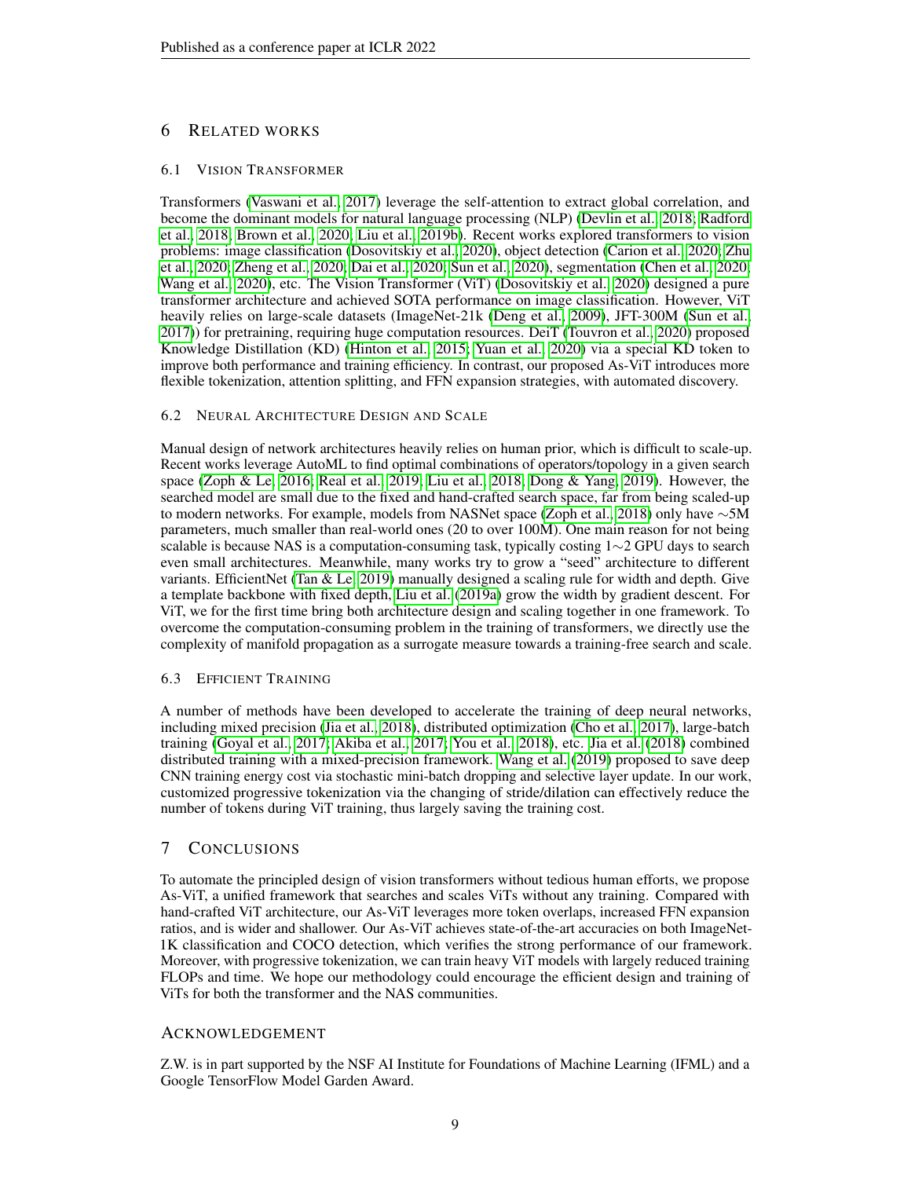## 6 RELATED WORKS

### 6.1 VISION TRANSFORMER

Transformers (Vaswani et al., 2017) leverage the self-attention to extract global correlation, and become the dominant models for natural language processing (NLP) (Devlin et al., 2018; Radford et al., 2018; Brown et al., 2020; Liu et al., 2019b). Recent works explored transformers to vision problems: image classification (Dosovitskiy et al., 2020), object detection (Carion et al., 2020; Zhu et al., 2020; Zheng et al., 2020; Dai et al., 2020; Sun et al., 2020), segmentation (Chen et al., 2020; Wang et al., 2020), etc. The Vision Transformer (ViT) (Dosovitskiy et al., 2020) designed a pure transformer architecture and achieved SOTA performance on image classification. However, ViT heavily relies on large-scale datasets (ImageNet-21k (Deng et al., 2009), JFT-300M (Sun et al., 2017)) for pretraining, requiring huge computation resources. DeiT (Touvron et al., 2020) proposed Knowledge Distillation (KD) (Hinton et al., 2015; Yuan et al., 2020) via a special KD token to improve both performance and training efficiency. In contrast, our proposed As-ViT introduces more flexible tokenization, attention splitting, and FFN expansion strategies, with automated discovery.

### 6.2 NEURAL ARCHITECTURE DESIGN AND SCALE

Manual design of network architectures heavily relies on human prior, which is difficult to scale-up. Recent works leverage AutoML to find optimal combinations of operators/topology in a given search space (Zoph & Le, 2016; Real et al., 2019; Liu et al., 2018; Dong & Yang, 2019). However, the searched model are small due to the fixed and hand-crafted search space, far from being scaled-up to modern networks. For example, models from NASNet space (Zoph et al., 2018) only have $\sim$5M parameters, much smaller than real-world ones (20 to over 100M). One main reason for not being scalable is because NAS is a computation-consuming task, typically costing 1$\sim$2 GPU days to search even small architectures. Meanwhile, many works try to grow a "seed" architecture to different variants. EfficientNet (Tan & Le, 2019) manually designed a scaling rule for width and depth. Give a template backbone with fixed depth, Liu et al. (2019a) grow the width by gradient descent. For ViT, we for the first time bring both architecture design and scaling together in one framework. To overcome the computation-consuming problem in the training of transformers, we directly use the complexity of manifold propagation as a surrogate measure towards a training-free search and scale.

### 6.3 EFFICIENT TRAINING

A number of methods have been developed to accelerate the training of deep neural networks, including mixed precision (Jia et al., 2018), distributed optimization (Cho et al., 2017), large-batch training (Goyal et al., 2017; Akiba et al., 2017; You et al., 2018), etc. Jia et al. (2018) combined distributed training with a mixed-precision framework. Wang et al. (2019) proposed to save deep CNN training energy cost via stochastic mini-batch dropping and selective layer update. In our work, customized progressive tokenization via the changing of stride/dilation can effectively reduce the number of tokens during ViT training, thus largely saving the training cost.

## 7 CONCLUSIONS

To automate the principled design of vision transformers without tedious human efforts, we propose As-ViT, a unified framework that searches and scales ViTs without any training. Compared with hand-crafted ViT architecture, our As-ViT leverages more token overlaps, increased FFN expansion ratios, and is wider and shallower. Our As-ViT achieves state-of-the-art accuracies on both ImageNet-1K classification and COCO detection, which verifies the strong performance of our framework. Moreover, with progressive tokenization, we can train heavy ViT models with largely reduced training FLOPs and time. We hope our methodology could encourage the efficient design and training of ViTs for both the transformer and the NAS communities.

## ACKNOWLEDGEMENT

Z.W. is in part supported by the NSF AI Institute for Foundations of Machine Learning (IFML) and a Google TensorFlow Model Garden Award.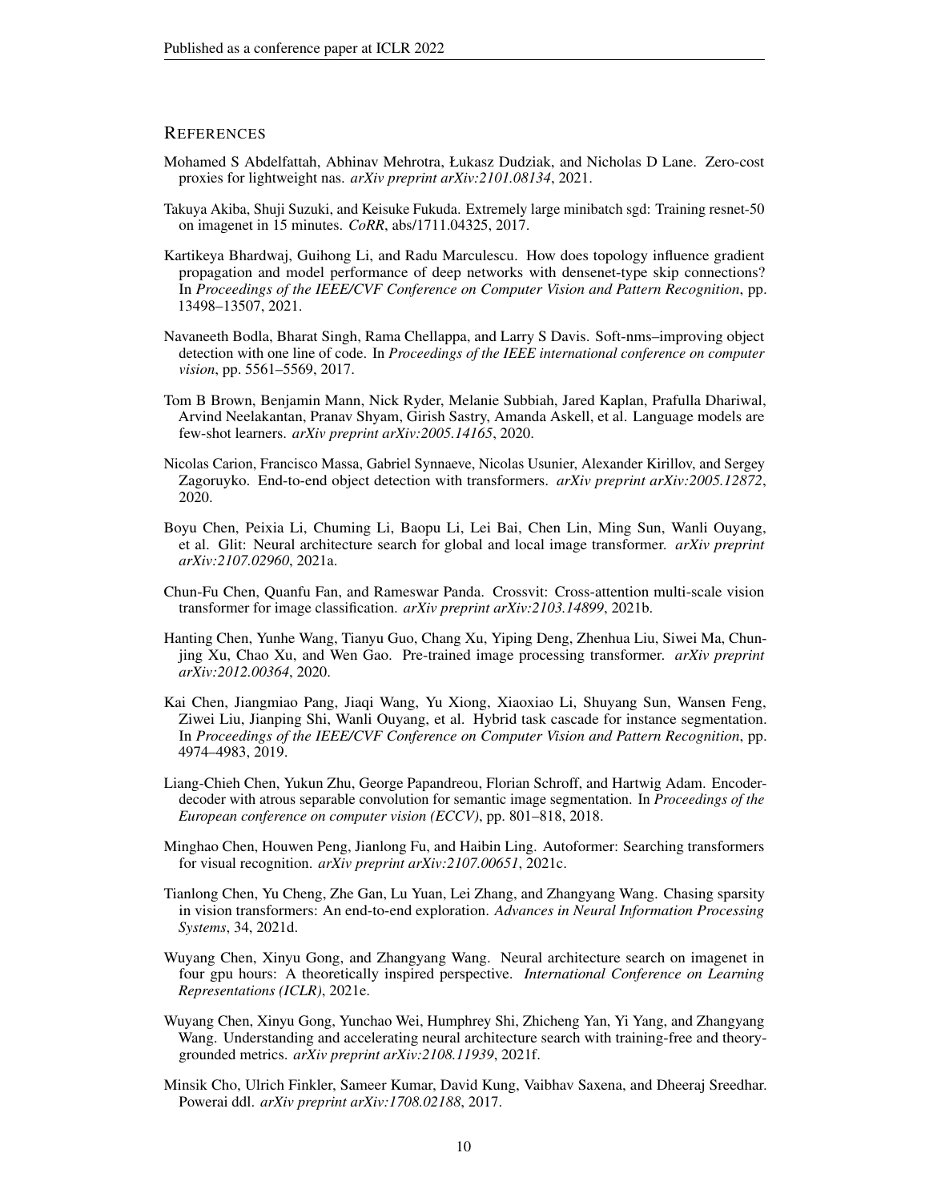## REFERENCES

Mohamed S Abdelfattah, Abhinav Mehrotra, Łukasz Dudziak, and Nicholas D Lane. Zero-cost proxies for lightweight nas. *arXiv preprint arXiv:2101.08134*, 2021.

Takuya Akiba, Shuji Suzuki, and Keisuke Fukuda. Extremely large minibatch sgd: Training resnet-50 on imagenet in 15 minutes. *CoRR*, abs/1711.04325, 2017.

Kartikeya Bhardwaj, Guihong Li, and Radu Marculescu. How does topology influence gradient propagation and model performance of deep networks with densenet-type skip connections? In *Proceedings of the IEEE/CVF Conference on Computer Vision and Pattern Recognition*, pp. 13498–13507, 2021.

Navaneeth Bodla, Bharat Singh, Rama Chellappa, and Larry S Davis. Soft-nms–improving object detection with one line of code. In *Proceedings of the IEEE international conference on computer vision*, pp. 5561–5569, 2017.

Tom B Brown, Benjamin Mann, Nick Ryder, Melanie Subbiah, Jared Kaplan, Prafulla Dhariwal, Arvind Neelakantan, Pranav Shyam, Girish Sastry, Amanda Askell, et al. Language models are few-shot learners. *arXiv preprint arXiv:2005.14165*, 2020.

Nicolas Carion, Francisco Massa, Gabriel Synnaeve, Nicolas Usunier, Alexander Kirillov, and Sergey Zagoruyko. End-to-end object detection with transformers. *arXiv preprint arXiv:2005.12872*, 2020.

Boyu Chen, Peixia Li, Chuming Li, Baopu Li, Lei Bai, Chen Lin, Ming Sun, Wanli Ouyang, et al. Glit: Neural architecture search for global and local image transformer. *arXiv preprint arXiv:2107.02960*, 2021a.

Chun-Fu Chen, Quanfu Fan, and Rameswar Panda. Crossvit: Cross-attention multi-scale vision transformer for image classification. *arXiv preprint arXiv:2103.14899*, 2021b.

Hanting Chen, Yunhe Wang, Tianyu Guo, Chang Xu, Yiping Deng, Zhenhua Liu, Siwei Ma, Chunjing Xu, Chao Xu, and Wen Gao. Pre-trained image processing transformer. *arXiv preprint arXiv:2012.00364*, 2020.

Kai Chen, Jiangmiao Pang, Jiaqi Wang, Yu Xiong, Xiaoxiao Li, Shuyang Sun, Wansen Feng, Ziwei Liu, Jianping Shi, Wanli Ouyang, et al. Hybrid task cascade for instance segmentation. In *Proceedings of the IEEE/CVF Conference on Computer Vision and Pattern Recognition*, pp. 4974–4983, 2019.

Liang-Chieh Chen, Yukun Zhu, George Papandreou, Florian Schroff, and Hartwig Adam. Encoder-decoder with atrous separable convolution for semantic image segmentation. In *Proceedings of the European conference on computer vision (ECCV)*, pp. 801–818, 2018.

Minghao Chen, Houwen Peng, Jianlong Fu, and Haibin Ling. Autoformer: Searching transformers for visual recognition. *arXiv preprint arXiv:2107.00651*, 2021c.

Tianlong Chen, Yu Cheng, Zhe Gan, Lu Yuan, Lei Zhang, and Zhangyang Wang. Chasing sparsity in vision transformers: An end-to-end exploration. *Advances in Neural Information Processing Systems*, 34, 2021d.

Wuyang Chen, Xinyu Gong, and Zhangyang Wang. Neural architecture search on imagenet in four gpu hours: A theoretically inspired perspective. *International Conference on Learning Representations (ICLR)*, 2021e.

Wuyang Chen, Xinyu Gong, Yunchao Wei, Humphrey Shi, Zhicheng Yan, Yi Yang, and Zhangyang Wang. Understanding and accelerating neural architecture search with training-free and theory-grounded metrics. *arXiv preprint arXiv:2108.11939*, 2021f.

Minsik Cho, Ulrich Finkler, Sameer Kumar, David Kung, Vaibhav Saxena, and Dheeraj Sreedhar. Powerai ddl. *arXiv preprint arXiv:1708.02188*, 2017.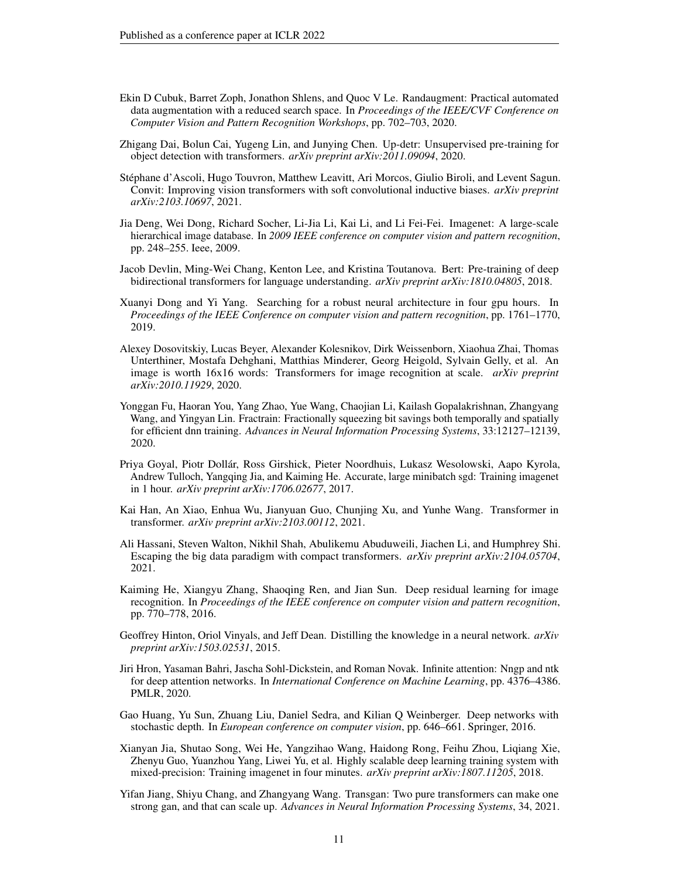Ekin D Cubuk, Barret Zoph, Jonathon Shlens, and Quoc V Le. Randaugment: Practical automated data augmentation with a reduced search space. In *Proceedings of the IEEE/CVF Conference on Computer Vision and Pattern Recognition Workshops*, pp. 702–703, 2020.

Zhigang Dai, Bolun Cai, Yugeng Lin, and Junying Chen. Up-detr: Unsupervised pre-training for object detection with transformers. *arXiv preprint arXiv:2011.09094*, 2020.

Stéphane d'Ascoli, Hugo Touvron, Matthew Leavitt, Ari Morcos, Giulio Biroli, and Levent Sagun. Convit: Improving vision transformers with soft convolutional inductive biases. *arXiv preprint arXiv:2103.10697*, 2021.

Jia Deng, Wei Dong, Richard Socher, Li-Jia Li, Kai Li, and Li Fei-Fei. Imagenet: A large-scale hierarchical image database. In *2009 IEEE conference on computer vision and pattern recognition*, pp. 248–255. Ieee, 2009.

Jacob Devlin, Ming-Wei Chang, Kenton Lee, and Kristina Toutanova. Bert: Pre-training of deep bidirectional transformers for language understanding. *arXiv preprint arXiv:1810.04805*, 2018.

Xuanyi Dong and Yi Yang. Searching for a robust neural architecture in four gpu hours. In *Proceedings of the IEEE Conference on computer vision and pattern recognition*, pp. 1761–1770, 2019.

Alexey Dosovitskiy, Lucas Beyer, Alexander Kolesnikov, Dirk Weissenborn, Xiaohua Zhai, Thomas Unterthiner, Mostafa Dehghani, Matthias Minderer, Georg Heigold, Sylvain Gelly, et al. An image is worth 16x16 words: Transformers for image recognition at scale. *arXiv preprint arXiv:2010.11929*, 2020.

Yonggan Fu, Haoran You, Yang Zhao, Yue Wang, Chaojian Li, Kailash Gopalakrishnan, Zhangyang Wang, and Yingyan Lin. Fractrain: Fractionally squeezing bit savings both temporally and spatially for efficient dnn training. *Advances in Neural Information Processing Systems*, 33:12127–12139, 2020.

Priya Goyal, Piotr Dollár, Ross Girshick, Pieter Noordhuis, Lukasz Wesolowski, Aapo Kyrola, Andrew Tulloch, Yangqing Jia, and Kaiming He. Accurate, large minibatch sgd: Training imagenet in 1 hour. *arXiv preprint arXiv:1706.02677*, 2017.

Kai Han, An Xiao, Enhua Wu, Jianyuan Guo, Chunjing Xu, and Yunhe Wang. Transformer in transformer. *arXiv preprint arXiv:2103.00112*, 2021.

Ali Hassani, Steven Walton, Nikhil Shah, Abulikemu Abuduweili, Jiachen Li, and Humphrey Shi. Escaping the big data paradigm with compact transformers. *arXiv preprint arXiv:2104.05704*, 2021.

Kaiming He, Xiangyu Zhang, Shaoqing Ren, and Jian Sun. Deep residual learning for image recognition. In *Proceedings of the IEEE conference on computer vision and pattern recognition*, pp. 770–778, 2016.

Geoffrey Hinton, Oriol Vinyals, and Jeff Dean. Distilling the knowledge in a neural network. *arXiv preprint arXiv:1503.02531*, 2015.

Jiri Hron, Yasaman Bahri, Jascha Sohl-Dickstein, and Roman Novak. Infinite attention: Nngp and ntk for deep attention networks. In *International Conference on Machine Learning*, pp. 4376–4386. PMLR, 2020.

Gao Huang, Yu Sun, Zhuang Liu, Daniel Sedra, and Kilian Q Weinberger. Deep networks with stochastic depth. In *European conference on computer vision*, pp. 646–661. Springer, 2016.

Xianyan Jia, Shutao Song, Wei He, Yangzihao Wang, Haidong Rong, Feihu Zhou, Liqiang Xie, Zhenyu Guo, Yuanzhou Yang, Liwei Yu, et al. Highly scalable deep learning training system with mixed-precision: Training imagenet in four minutes. *arXiv preprint arXiv:1807.11205*, 2018.

Yifan Jiang, Shiyu Chang, and Zhangyang Wang. Transgan: Two pure transformers can make one strong gan, and that can scale up. *Advances in Neural Information Processing Systems*, 34, 2021.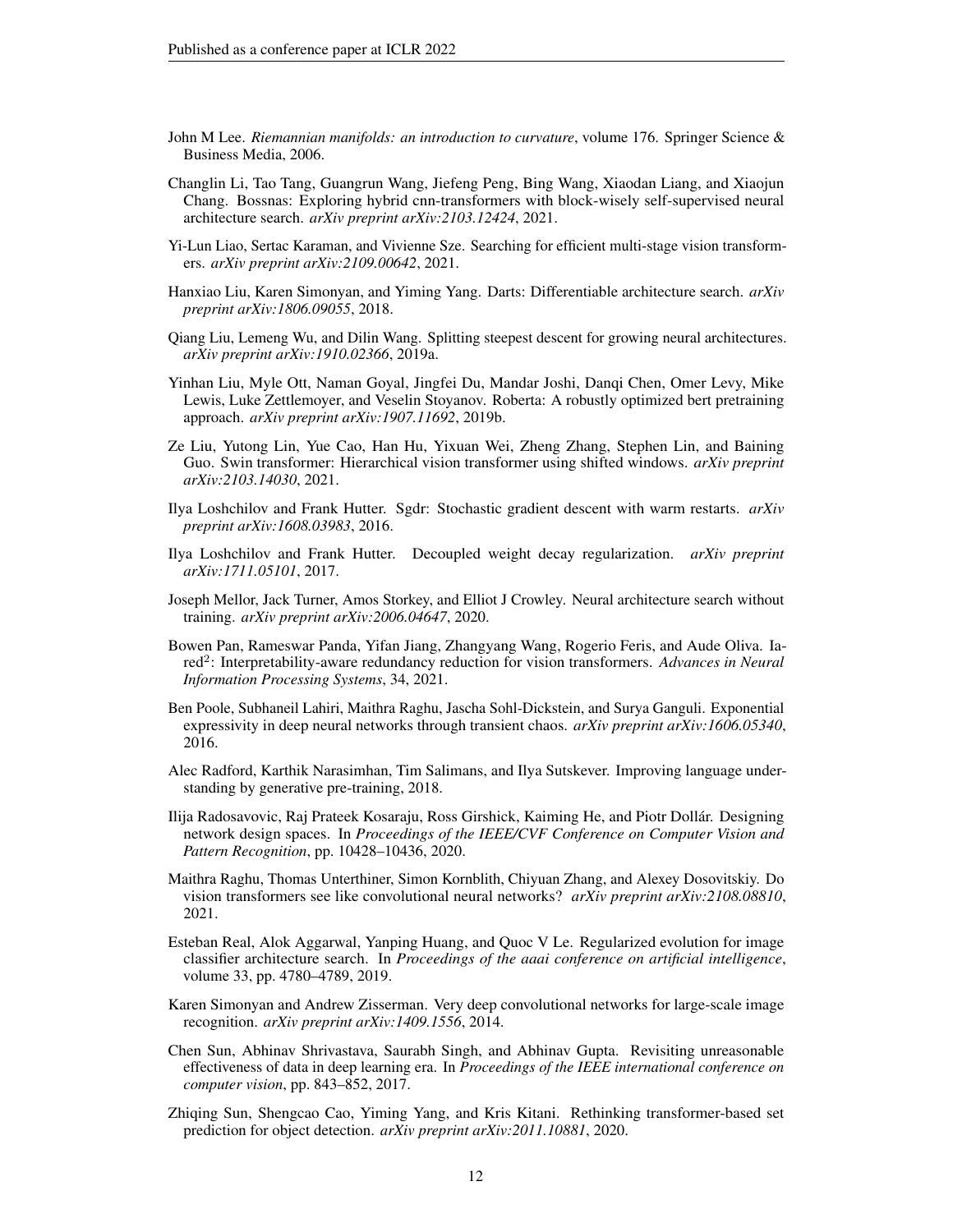John M Lee. *Riemannian manifolds: an introduction to curvature*, volume 176. Springer Science & Business Media, 2006.

Changlin Li, Tao Tang, Guangrun Wang, Jiefeng Peng, Bing Wang, Xiaodan Liang, and Xiaojun Chang. Bossnas: Exploring hybrid cnn-transformers with block-wisely self-supervised neural architecture search. *arXiv preprint arXiv:2103.12424*, 2021.

Yi-Lun Liao, Sertac Karaman, and Vivienne Sze. Searching for efficient multi-stage vision transformers. *arXiv preprint arXiv:2109.00642*, 2021.

Hanxiao Liu, Karen Simonyan, and Yiming Yang. Darts: Differentiable architecture search. *arXiv preprint arXiv:1806.09055*, 2018.

Qiang Liu, Lemeng Wu, and Dilin Wang. Splitting steepest descent for growing neural architectures. *arXiv preprint arXiv:1910.02366*, 2019a.

Yinhan Liu, Myle Ott, Naman Goyal, Jingfei Du, Mandar Joshi, Danqi Chen, Omer Levy, Mike Lewis, Luke Zettlemoyer, and Veselin Stoyanov. Roberta: A robustly optimized bert pretraining approach. *arXiv preprint arXiv:1907.11692*, 2019b.

Ze Liu, Yutong Lin, Yue Cao, Han Hu, Yixuan Wei, Zheng Zhang, Stephen Lin, and Baining Guo. Swin transformer: Hierarchical vision transformer using shifted windows. *arXiv preprint arXiv:2103.14030*, 2021.

Ilya Loshchilov and Frank Hutter. Sgdr: Stochastic gradient descent with warm restarts. *arXiv preprint arXiv:1608.03983*, 2016.

Ilya Loshchilov and Frank Hutter. Decoupled weight decay regularization. *arXiv preprint arXiv:1711.05101*, 2017.

Joseph Mellor, Jack Turner, Amos Storkey, and Elliot J Crowley. Neural architecture search without training. *arXiv preprint arXiv:2006.04647*, 2020.

Bowen Pan, Rameswar Panda, Yifan Jiang, Zhangyang Wang, Rogerio Feris, and Aude Oliva. Ia-red$^2$: Interpretability-aware redundancy reduction for vision transformers. *Advances in Neural Information Processing Systems*, 34, 2021.

Ben Poole, Subhaneil Lahiri, Maithra Raghu, Jascha Sohl-Dickstein, and Surya Ganguli. Exponential expressivity in deep neural networks through transient chaos. *arXiv preprint arXiv:1606.05340*, 2016.

Alec Radford, Karthik Narasimhan, Tim Salimans, and Ilya Sutskever. Improving language understanding by generative pre-training, 2018.

Ilija Radosavovic, Raj Prateek Kosaraju, Ross Girshick, Kaiming He, and Piotr Dollár. Designing network design spaces. In *Proceedings of the IEEE/CVF Conference on Computer Vision and Pattern Recognition*, pp. 10428–10436, 2020.

Maithra Raghu, Thomas Unterthiner, Simon Kornblith, Chiyuan Zhang, and Alexey Dosovitskiy. Do vision transformers see like convolutional neural networks? *arXiv preprint arXiv:2108.08810*, 2021.

Esteban Real, Alok Aggarwal, Yanping Huang, and Quoc V Le. Regularized evolution for image classifier architecture search. In *Proceedings of the aaai conference on artificial intelligence*, volume 33, pp. 4780–4789, 2019.

Karen Simonyan and Andrew Zisserman. Very deep convolutional networks for large-scale image recognition. *arXiv preprint arXiv:1409.1556*, 2014.

Chen Sun, Abhinav Shrivastava, Saurabh Singh, and Abhinav Gupta. Revisiting unreasonable effectiveness of data in deep learning era. In *Proceedings of the IEEE international conference on computer vision*, pp. 843–852, 2017.

Zhiqing Sun, Shengcao Cao, Yiming Yang, and Kris Kitani. Rethinking transformer-based set prediction for object detection. *arXiv preprint arXiv:2011.10881*, 2020.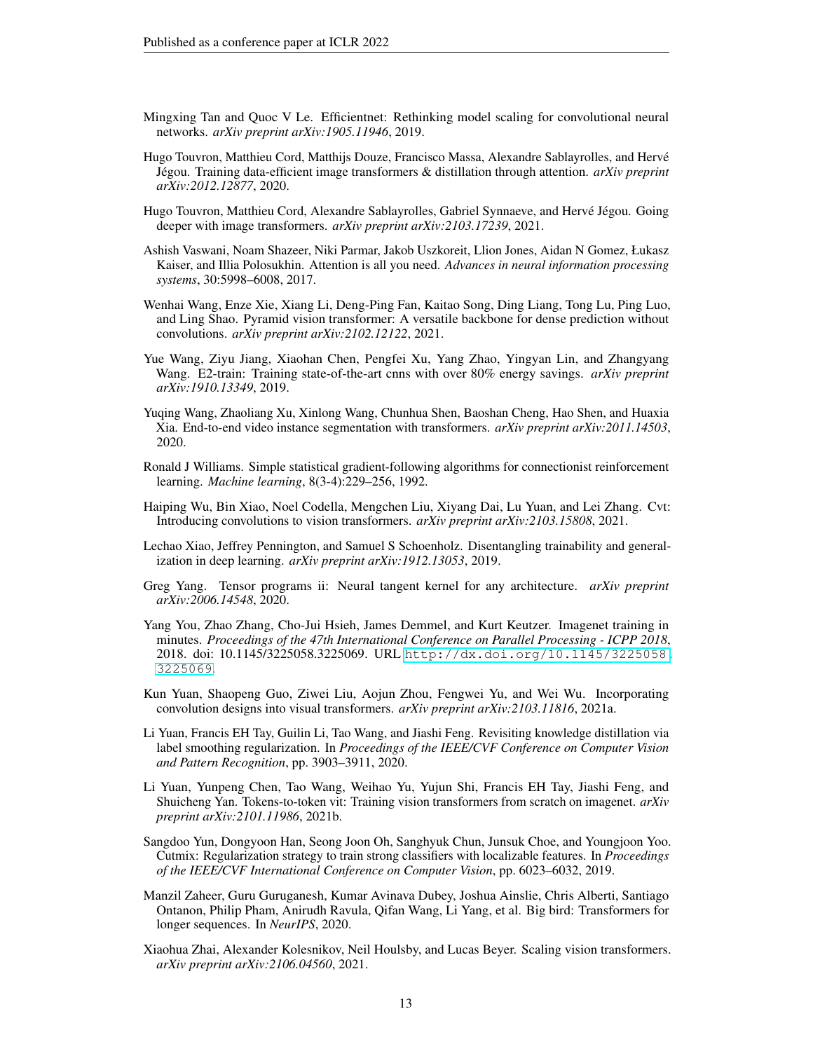Mingxing Tan and Quoc V Le. Efficientnet: Rethinking model scaling for convolutional neural networks. *arXiv preprint arXiv:1905.11946*, 2019.

Hugo Touvron, Matthieu Cord, Matthijs Douze, Francisco Massa, Alexandre Sablayrolles, and Hervé Jégou. Training data-efficient image transformers & distillation through attention. *arXiv preprint arXiv:2012.12877*, 2020.

Hugo Touvron, Matthieu Cord, Alexandre Sablayrolles, Gabriel Synnaeve, and Hervé Jégou. Going deeper with image transformers. *arXiv preprint arXiv:2103.17239*, 2021.

Ashish Vaswani, Noam Shazeer, Niki Parmar, Jakob Uszkoreit, Llion Jones, Aidan N Gomez, Łukasz Kaiser, and Illia Polosukhin. Attention is all you need. *Advances in neural information processing systems*, 30:5998–6008, 2017.

Wenhai Wang, Enze Xie, Xiang Li, Deng-Ping Fan, Kaitao Song, Ding Liang, Tong Lu, Ping Luo, and Ling Shao. Pyramid vision transformer: A versatile backbone for dense prediction without convolutions. *arXiv preprint arXiv:2102.12122*, 2021.

Yue Wang, Ziyu Jiang, Xiaohan Chen, Pengfei Xu, Yang Zhao, Yingyan Lin, and Zhangyang Wang. E2-train: Training state-of-the-art cnns with over 80% energy savings. *arXiv preprint arXiv:1910.13349*, 2019.

Yuqing Wang, Zhaoliang Xu, Xinlong Wang, Chunhua Shen, Baoshan Cheng, Hao Shen, and Huaxia Xia. End-to-end video instance segmentation with transformers. *arXiv preprint arXiv:2011.14503*, 2020.

Ronald J Williams. Simple statistical gradient-following algorithms for connectionist reinforcement learning. *Machine learning*, 8(3-4):229–256, 1992.

Haiping Wu, Bin Xiao, Noel Codella, Mengchen Liu, Xiyang Dai, Lu Yuan, and Lei Zhang. Cvt: Introducing convolutions to vision transformers. *arXiv preprint arXiv:2103.15808*, 2021.

Lechao Xiao, Jeffrey Pennington, and Samuel S Schoenholz. Disentangling trainability and generalization in deep learning. *arXiv preprint arXiv:1912.13053*, 2019.

Greg Yang. Tensor programs ii: Neural tangent kernel for any architecture. *arXiv preprint arXiv:2006.14548*, 2020.

Yang You, Zhao Zhang, Cho-Jui Hsieh, James Demmel, and Kurt Keutzer. Imagenet training in minutes. *Proceedings of the 47th International Conference on Parallel Processing - ICPP 2018*, 2018. doi: 10.1145/3225058.3225069. URL http://dx.doi.org/10.1145/3225058.3225069.

Kun Yuan, Shaopeng Guo, Ziwei Liu, Aojun Zhou, Fengwei Yu, and Wei Wu. Incorporating convolution designs into visual transformers. *arXiv preprint arXiv:2103.11816*, 2021a.

Li Yuan, Francis EH Tay, Guilin Li, Tao Wang, and Jiashi Feng. Revisiting knowledge distillation via label smoothing regularization. In *Proceedings of the IEEE/CVF Conference on Computer Vision and Pattern Recognition*, pp. 3903–3911, 2020.

Li Yuan, Yunpeng Chen, Tao Wang, Weihao Yu, Yujun Shi, Francis EH Tay, Jiashi Feng, and Shuicheng Yan. Tokens-to-token vit: Training vision transformers from scratch on imagenet. *arXiv preprint arXiv:2101.11986*, 2021b.

Sangdoo Yun, Dongyoon Han, Seong Joon Oh, Sanghyuk Chun, Junsuk Choe, and Youngjoon Yoo. Cutmix: Regularization strategy to train strong classifiers with localizable features. In *Proceedings of the IEEE/CVF International Conference on Computer Vision*, pp. 6023–6032, 2019.

Manzil Zaheer, Guru Guruganesh, Kumar Avinava Dubey, Joshua Ainslie, Chris Alberti, Santiago Ontanon, Philip Pham, Anirudh Ravula, Qifan Wang, Li Yang, et al. Big bird: Transformers for longer sequences. In *NeurIPS*, 2020.

Xiaohua Zhai, Alexander Kolesnikov, Neil Houlsby, and Lucas Beyer. Scaling vision transformers. *arXiv preprint arXiv:2106.04560*, 2021.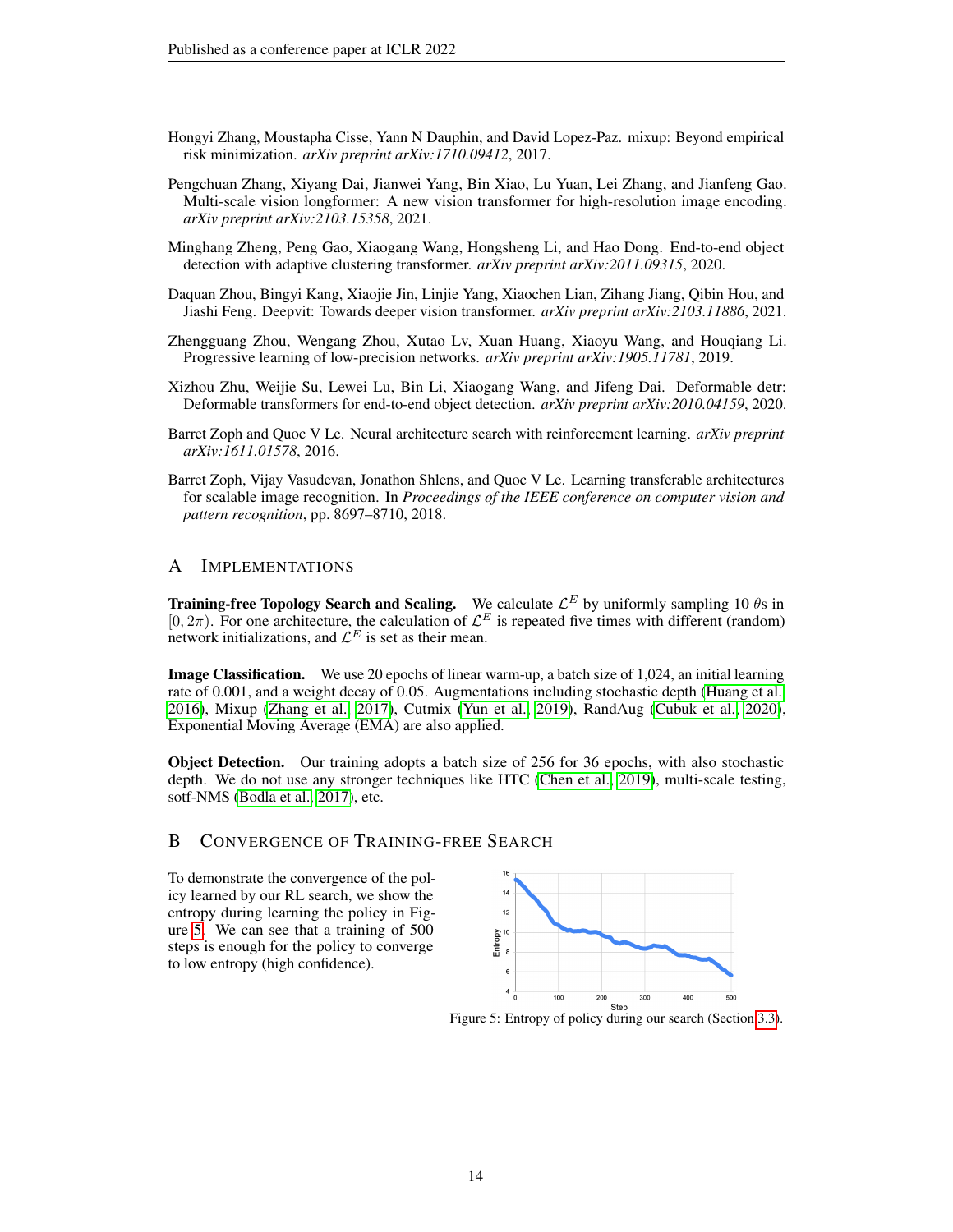Hongyi Zhang, Moustapha Cisse, Yann N Dauphin, and David Lopez-Paz. mixup: Beyond empirical risk minimization. *arXiv preprint arXiv:1710.09412*, 2017.

Pengchuan Zhang, Xiyang Dai, Jianwei Yang, Bin Xiao, Lu Yuan, Lei Zhang, and Jianfeng Gao. Multi-scale vision longformer: A new vision transformer for high-resolution image encoding. *arXiv preprint arXiv:2103.15358*, 2021.

Minghang Zheng, Peng Gao, Xiaogang Wang, Hongsheng Li, and Hao Dong. End-to-end object detection with adaptive clustering transformer. *arXiv preprint arXiv:2011.09315*, 2020.

Daquan Zhou, Bingyi Kang, Xiaojie Jin, Linjie Yang, Xiaochen Lian, Zihang Jiang, Qibin Hou, and Jiashi Feng. Deepvit: Towards deeper vision transformer. *arXiv preprint arXiv:2103.11886*, 2021.

Zhengguang Zhou, Wengang Zhou, Xutao Lv, Xuan Huang, Xiaoyu Wang, and Houqiang Li. Progressive learning of low-precision networks. *arXiv preprint arXiv:1905.11781*, 2019.

Xizhou Zhu, Weijie Su, Lewei Lu, Bin Li, Xiaogang Wang, and Jifeng Dai. Deformable detr: Deformable transformers for end-to-end object detection. *arXiv preprint arXiv:2010.04159*, 2020.

Barret Zoph and Quoc V Le. Neural architecture search with reinforcement learning. *arXiv preprint arXiv:1611.01578*, 2016.

Barret Zoph, Vijay Vasudevan, Jonathon Shlens, and Quoc V Le. Learning transferable architectures for scalable image recognition. In *Proceedings of the IEEE conference on computer vision and pattern recognition*, pp. 8697–8710, 2018.

## A Implementations

**Training-free Topology Search and Scaling.** We calculate $\mathcal{L}^E$ by uniformly sampling 10 $\theta$s in $[0, 2\pi)$. For one architecture, the calculation of $\mathcal{L}^E$ is repeated five times with different (random) network initializations, and $\mathcal{L}^E$ is set as their mean.

**Image Classification.** We use 20 epochs of linear warm-up, a batch size of 1,024, an initial learning rate of 0.001, and a weight decay of 0.05. Augmentations including stochastic depth (Huang et al., 2016), Mixup (Zhang et al., 2017), Cutmix (Yun et al., 2019), RandAug (Cubuk et al., 2020), Exponential Moving Average (EMA) are also applied.

**Object Detection.** Our training adopts a batch size of 256 for 36 epochs, with also stochastic depth. We do not use any stronger techniques like HTC (Chen et al., 2019), multi-scale testing, sotf-NMS (Bodla et al., 2017), etc.

## B Convergence of Training-free Search

To demonstrate the convergence of the policy learned by our RL search, we show the entropy during learning the policy in Figure 5. We can see that a training of 500 steps is enough for the policy to converge to low entropy (high confidence).

16
14
12
10
8
6
4
Entropy
0
100
200
300
400
500
Step

Figure 5: Entropy of policy during our search (Section 3.3).